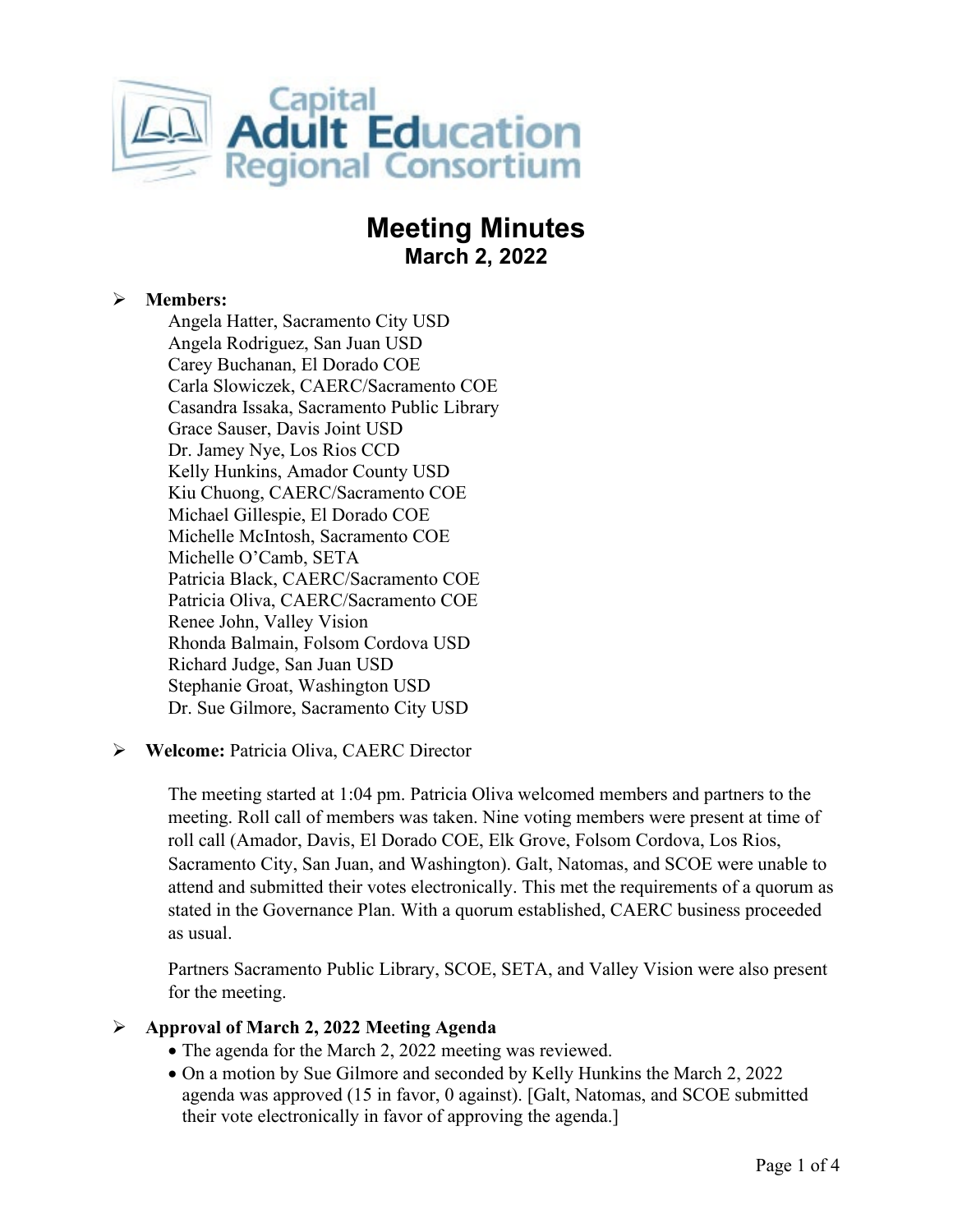Capital Adult Education Regional Consortium

# Meeting Minutes
## March 2, 2022

- **Members:**
  Angela Hatter, Sacramento City USD
  Angela Rodriguez, San Juan USD
  Carey Buchanan, El Dorado COE
  Carla Slowiczek, CAERC/Sacramento COE
  Casandra Issaka, Sacramento Public Library
  Grace Sauser, Davis Joint USD
  Dr. Jamey Nye, Los Rios CCD
  Kelly Hunkins, Amador County USD
  Kiu Chuong, CAERC/Sacramento COE
  Michael Gillespie, El Dorado COE
  Michelle McIntosh, Sacramento COE
  Michelle O'Camb, SETA
  Patricia Black, CAERC/Sacramento COE
  Patricia Oliva, CAERC/Sacramento COE
  Renee John, Valley Vision
  Rhonda Balmain, Folsom Cordova USD
  Richard Judge, San Juan USD
  Stephanie Groat, Washington USD
  Dr. Sue Gilmore, Sacramento City USD

- **Welcome:** Patricia Oliva, CAERC Director

  The meeting started at 1:04 pm. Patricia Oliva welcomed members and partners to the meeting. Roll call of members was taken. Nine voting members were present at time of roll call (Amador, Davis, El Dorado COE, Elk Grove, Folsom Cordova, Los Rios, Sacramento City, San Juan, and Washington). Galt, Natomas, and SCOE were unable to attend and submitted their votes electronically. This met the requirements of a quorum as stated in the Governance Plan. With a quorum established, CAERC business proceeded as usual.

  Partners Sacramento Public Library, SCOE, SETA, and Valley Vision were also present for the meeting.

- **Approval of March 2, 2022 Meeting Agenda**
  - The agenda for the March 2, 2022 meeting was reviewed.
  - On a motion by Sue Gilmore and seconded by Kelly Hunkins the March 2, 2022 agenda was approved (15 in favor, 0 against). [Galt, Natomas, and SCOE submitted their vote electronically in favor of approving the agenda.]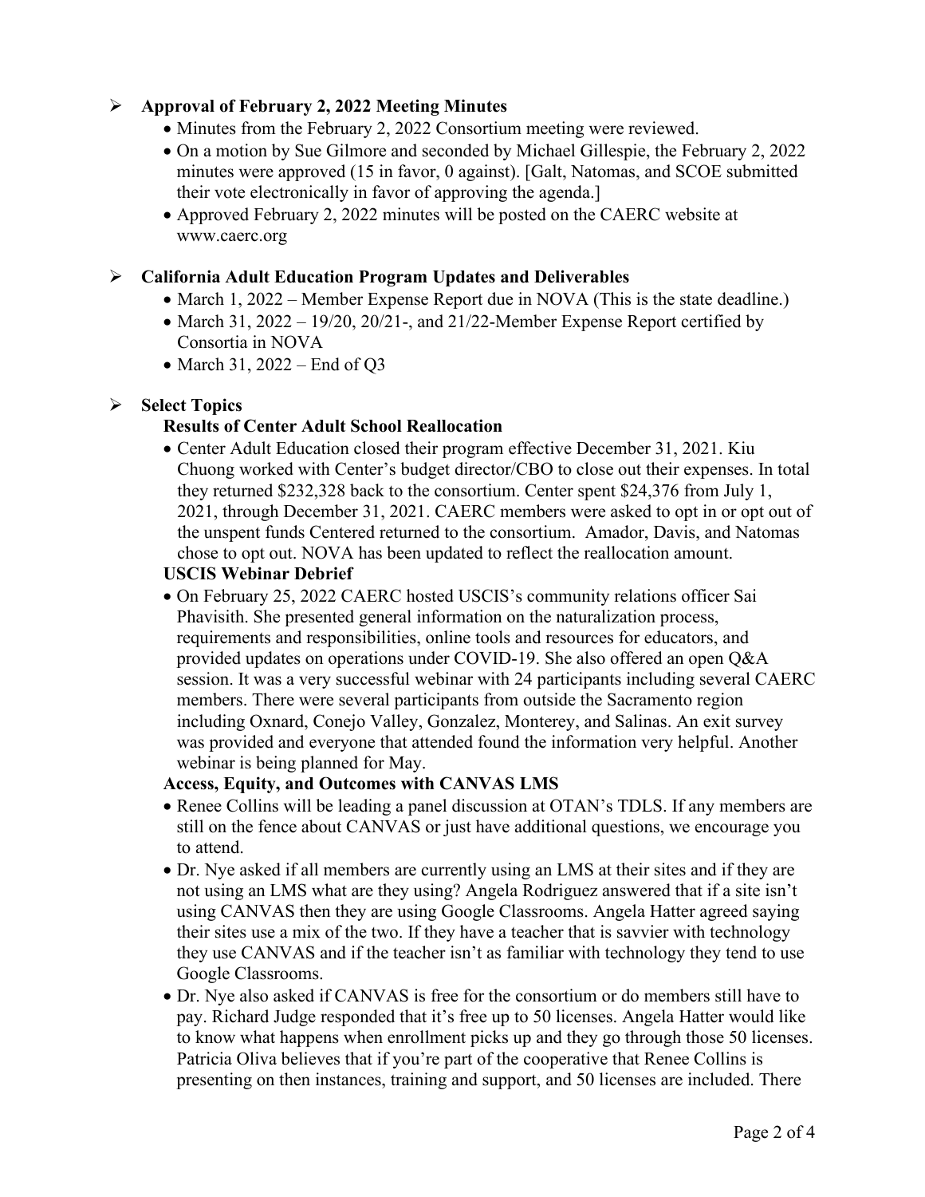- **Approval of February 2, 2022 Meeting Minutes**
  - Minutes from the February 2, 2022 Consortium meeting were reviewed.
  - On a motion by Sue Gilmore and seconded by Michael Gillespie, the February 2, 2022 minutes were approved (15 in favor, 0 against). [Galt, Natomas, and SCOE submitted their vote electronically in favor of approving the agenda.]
  - Approved February 2, 2022 minutes will be posted on the CAERC website at www.caerc.org

- **California Adult Education Program Updates and Deliverables**
  - March 1, 2022 – Member Expense Report due in NOVA (This is the state deadline.)
  - March 31, 2022 – 19/20, 20/21-, and 21/22-Member Expense Report certified by Consortia in NOVA
  - March 31, 2022 – End of Q3

- **Select Topics**

  **Results of Center Adult School Reallocation**
  - Center Adult Education closed their program effective December 31, 2021. Kiu Chuong worked with Center's budget director/CBO to close out their expenses. In total they returned $232,328 back to the consortium. Center spent $24,376 from July 1, 2021, through December 31, 2021. CAERC members were asked to opt in or opt out of the unspent funds Centered returned to the consortium. Amador, Davis, and Natomas chose to opt out. NOVA has been updated to reflect the reallocation amount.

  **USCIS Webinar Debrief**
  - On February 25, 2022 CAERC hosted USCIS's community relations officer Sai Phavisith. She presented general information on the naturalization process, requirements and responsibilities, online tools and resources for educators, and provided updates on operations under COVID-19. She also offered an open Q&A session. It was a very successful webinar with 24 participants including several CAERC members. There were several participants from outside the Sacramento region including Oxnard, Conejo Valley, Gonzalez, Monterey, and Salinas. An exit survey was provided and everyone that attended found the information very helpful. Another webinar is being planned for May.

  **Access, Equity, and Outcomes with CANVAS LMS**
  - Renee Collins will be leading a panel discussion at OTAN's TDLS. If any members are still on the fence about CANVAS or just have additional questions, we encourage you to attend.
  - Dr. Nye asked if all members are currently using an LMS at their sites and if they are not using an LMS what are they using? Angela Rodriguez answered that if a site isn't using CANVAS then they are using Google Classrooms. Angela Hatter agreed saying their sites use a mix of the two. If they have a teacher that is savvier with technology they use CANVAS and if the teacher isn't as familiar with technology they tend to use Google Classrooms.
  - Dr. Nye also asked if CANVAS is free for the consortium or do members still have to pay. Richard Judge responded that it's free up to 50 licenses. Angela Hatter would like to know what happens when enrollment picks up and they go through those 50 licenses. Patricia Oliva believes that if you're part of the cooperative that Renee Collins is presenting on then instances, training and support, and 50 licenses are included. There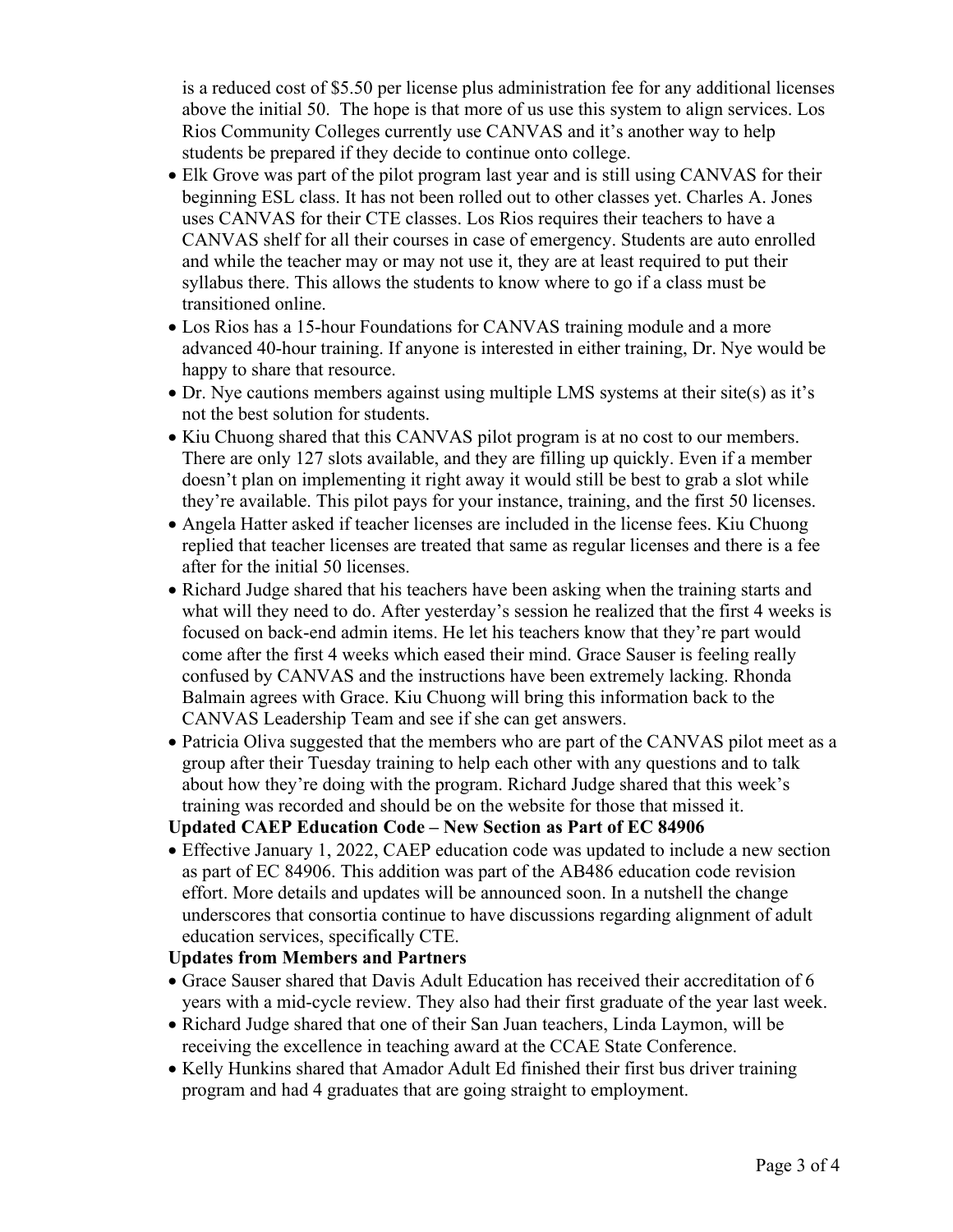is a reduced cost of $5.50 per license plus administration fee for any additional licenses above the initial 50. The hope is that more of us use this system to align services. Los Rios Community Colleges currently use CANVAS and it's another way to help students be prepared if they decide to continue onto college.

- Elk Grove was part of the pilot program last year and is still using CANVAS for their beginning ESL class. It has not been rolled out to other classes yet. Charles A. Jones uses CANVAS for their CTE classes. Los Rios requires their teachers to have a CANVAS shelf for all their courses in case of emergency. Students are auto enrolled and while the teacher may or may not use it, they are at least required to put their syllabus there. This allows the students to know where to go if a class must be transitioned online.
- Los Rios has a 15-hour Foundations for CANVAS training module and a more advanced 40-hour training. If anyone is interested in either training, Dr. Nye would be happy to share that resource.
- Dr. Nye cautions members against using multiple LMS systems at their site(s) as it's not the best solution for students.
- Kiu Chuong shared that this CANVAS pilot program is at no cost to our members. There are only 127 slots available, and they are filling up quickly. Even if a member doesn't plan on implementing it right away it would still be best to grab a slot while they're available. This pilot pays for your instance, training, and the first 50 licenses.
- Angela Hatter asked if teacher licenses are included in the license fees. Kiu Chuong replied that teacher licenses are treated that same as regular licenses and there is a fee after for the initial 50 licenses.
- Richard Judge shared that his teachers have been asking when the training starts and what will they need to do. After yesterday's session he realized that the first 4 weeks is focused on back-end admin items. He let his teachers know that they're part would come after the first 4 weeks which eased their mind. Grace Sauser is feeling really confused by CANVAS and the instructions have been extremely lacking. Rhonda Balmain agrees with Grace. Kiu Chuong will bring this information back to the CANVAS Leadership Team and see if she can get answers.
- Patricia Oliva suggested that the members who are part of the CANVAS pilot meet as a group after their Tuesday training to help each other with any questions and to talk about how they're doing with the program. Richard Judge shared that this week's training was recorded and should be on the website for those that missed it.

**Updated CAEP Education Code – New Section as Part of EC 84906**

- Effective January 1, 2022, CAEP education code was updated to include a new section as part of EC 84906. This addition was part of the AB486 education code revision effort. More details and updates will be announced soon. In a nutshell the change underscores that consortia continue to have discussions regarding alignment of adult education services, specifically CTE.

**Updates from Members and Partners**

- Grace Sauser shared that Davis Adult Education has received their accreditation of 6 years with a mid-cycle review. They also had their first graduate of the year last week.
- Richard Judge shared that one of their San Juan teachers, Linda Laymon, will be receiving the excellence in teaching award at the CCAE State Conference.
- Kelly Hunkins shared that Amador Adult Ed finished their first bus driver training program and had 4 graduates that are going straight to employment.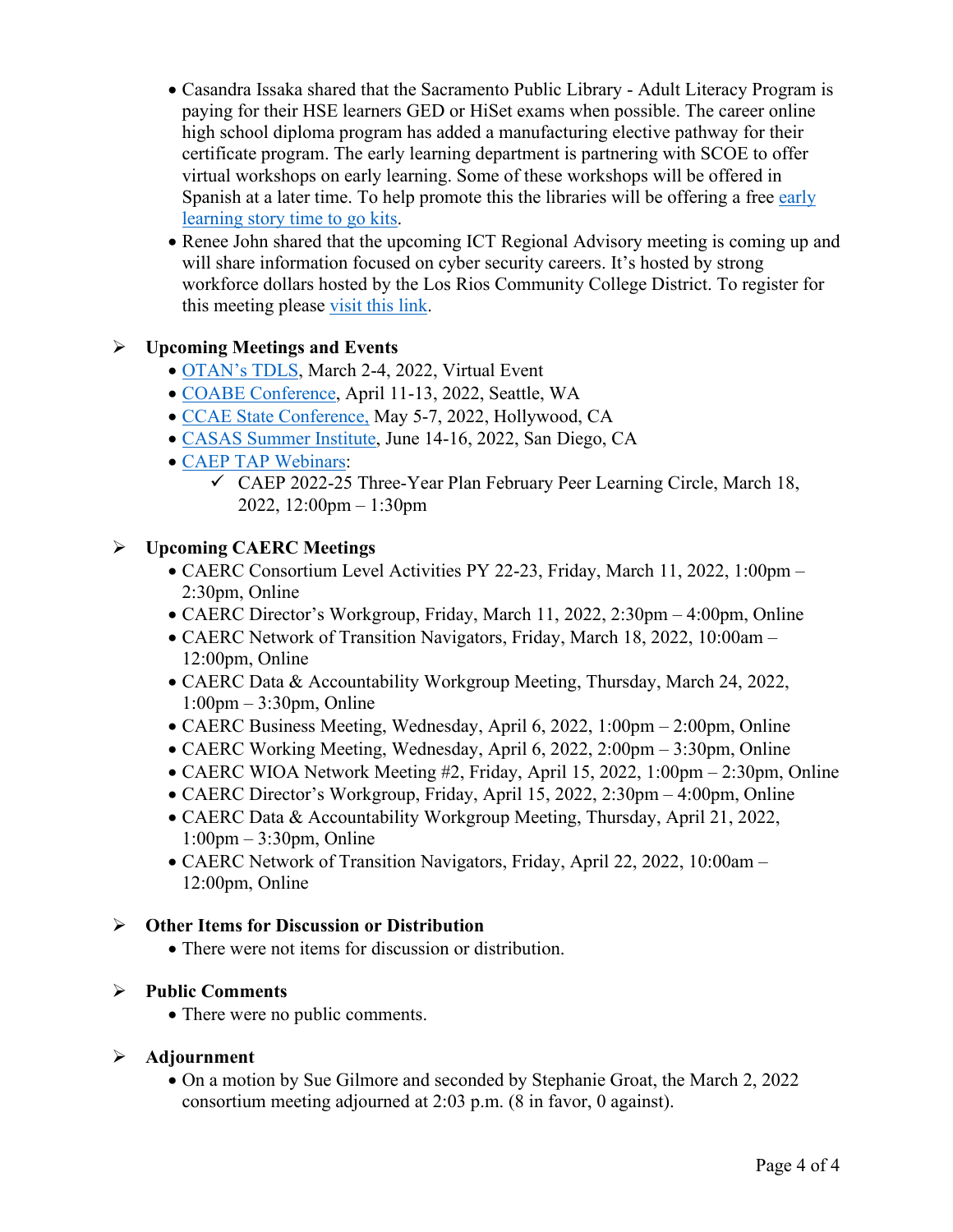- Casandra Issaka shared that the Sacramento Public Library - Adult Literacy Program is paying for their HSE learners GED or HiSet exams when possible. The career online high school diploma program has added a manufacturing elective pathway for their certificate program. The early learning department is partnering with SCOE to offer virtual workshops on early learning. Some of these workshops will be offered in Spanish at a later time. To help promote this the libraries will be offering a free early learning story time to go kits.
- Renee John shared that the upcoming ICT Regional Advisory meeting is coming up and will share information focused on cyber security careers. It's hosted by strong workforce dollars hosted by the Los Rios Community College District. To register for this meeting please visit this link.

- **Upcoming Meetings and Events**
  - OTAN's TDLS, March 2-4, 2022, Virtual Event
  - COABE Conference, April 11-13, 2022, Seattle, WA
  - CCAE State Conference, May 5-7, 2022, Hollywood, CA
  - CASAS Summer Institute, June 14-16, 2022, San Diego, CA
  - CAEP TAP Webinars:
    - ✓ CAEP 2022-25 Three-Year Plan February Peer Learning Circle, March 18, 2022, 12:00pm – 1:30pm

- **Upcoming CAERC Meetings**
  - CAERC Consortium Level Activities PY 22-23, Friday, March 11, 2022, 1:00pm – 2:30pm, Online
  - CAERC Director's Workgroup, Friday, March 11, 2022, 2:30pm – 4:00pm, Online
  - CAERC Network of Transition Navigators, Friday, March 18, 2022, 10:00am – 12:00pm, Online
  - CAERC Data & Accountability Workgroup Meeting, Thursday, March 24, 2022, 1:00pm – 3:30pm, Online
  - CAERC Business Meeting, Wednesday, April 6, 2022, 1:00pm – 2:00pm, Online
  - CAERC Working Meeting, Wednesday, April 6, 2022, 2:00pm – 3:30pm, Online
  - CAERC WIOA Network Meeting #2, Friday, April 15, 2022, 1:00pm – 2:30pm, Online
  - CAERC Director's Workgroup, Friday, April 15, 2022, 2:30pm – 4:00pm, Online
  - CAERC Data & Accountability Workgroup Meeting, Thursday, April 21, 2022, 1:00pm – 3:30pm, Online
  - CAERC Network of Transition Navigators, Friday, April 22, 2022, 10:00am – 12:00pm, Online

- **Other Items for Discussion or Distribution**
  - There were not items for discussion or distribution.

- **Public Comments**
  - There were no public comments.

- **Adjournment**
  - On a motion by Sue Gilmore and seconded by Stephanie Groat, the March 2, 2022 consortium meeting adjourned at 2:03 p.m. (8 in favor, 0 against).